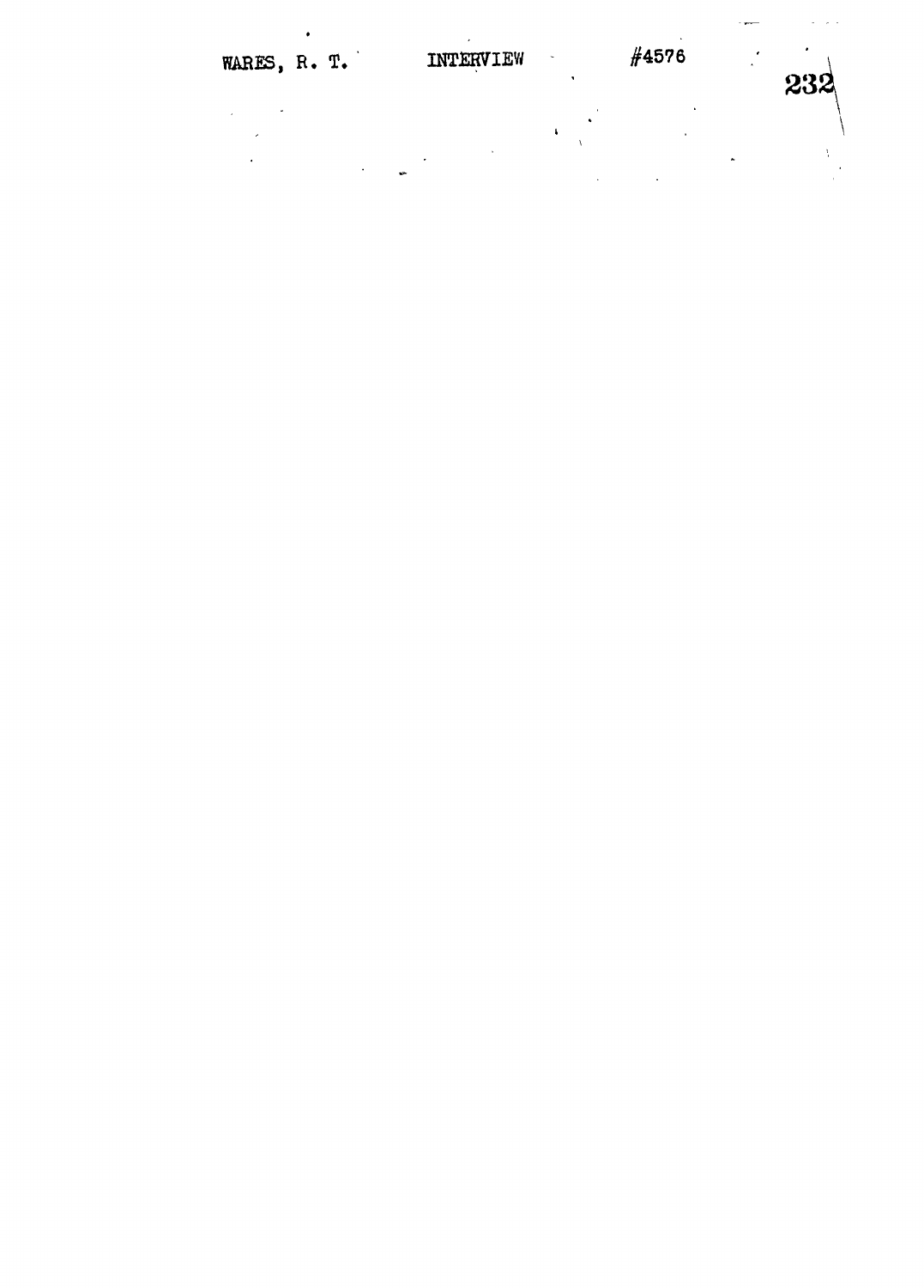WARES, R. T. INTERVIEW #4576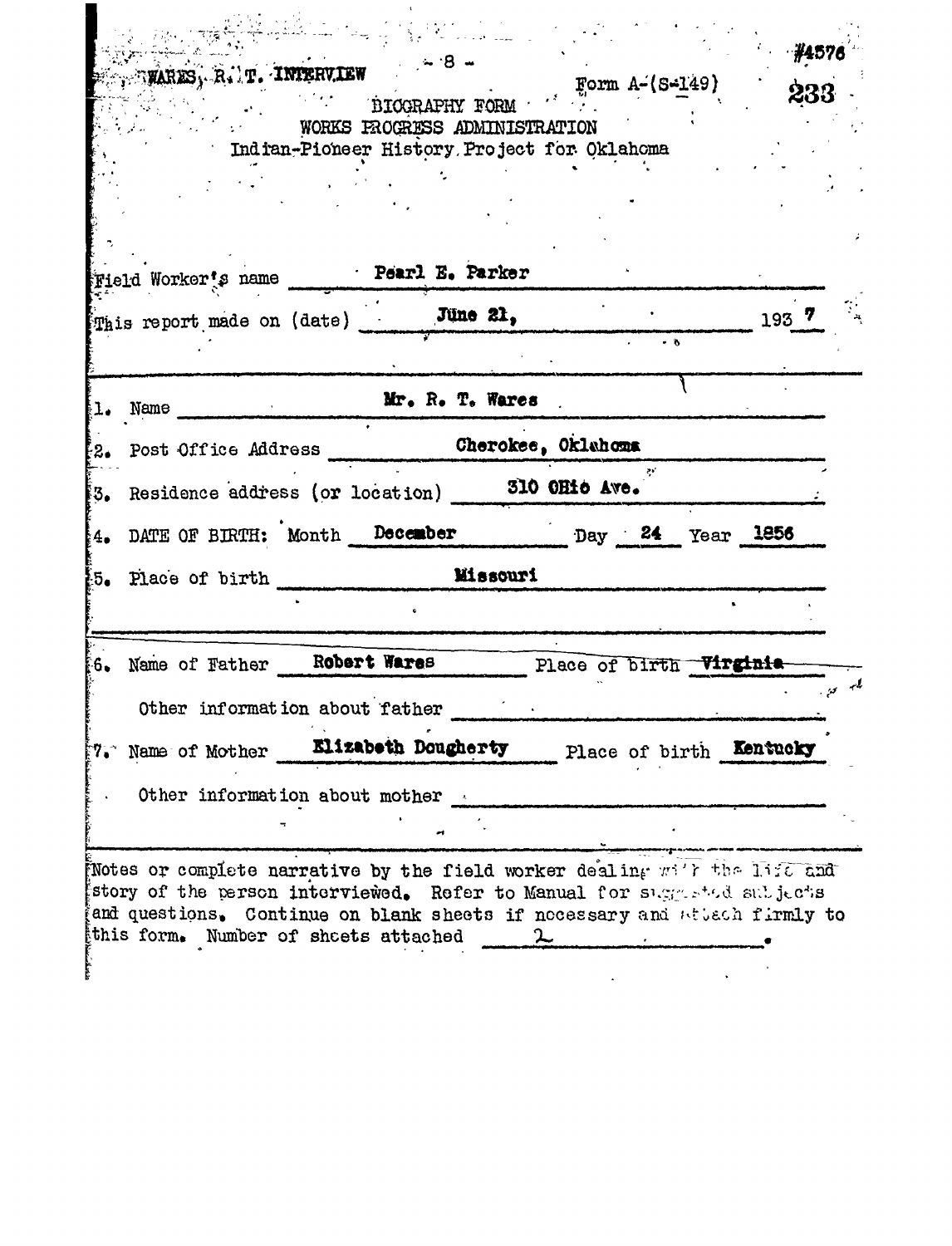WARES, R. T. INTERVIEW

#4576

233

Form A-(S-149)

BIOGRAPHY FORM
WORKS PROGRESS ADMINISTRATION
Indian-Pioneer History Project for Oklahoma

Field Worker's name Pearl E. Parker

This report made on (date) June 21, 1937

1. Name Mr. R. T. Wares

2. Post Office Address Cherokee, Oklahoma

3. Residence address (or location) 310 Ohio Ave.

4. DATE OF BIRTH: Month December Day 24 Year 1856

5. Place of birth Missouri

6. Name of Father Robert Wares Place of birth Virginia

   Other information about father

7. Name of Mother Elizabeth Dougherty Place of birth Kentucky

   Other information about mother

Notes or complete narrative by the field worker dealing with the life and story of the person interviewed. Refer to Manual for suggested subjects and questions. Continue on blank sheets if necessary and attach firmly to this form. Number of sheets attached 2.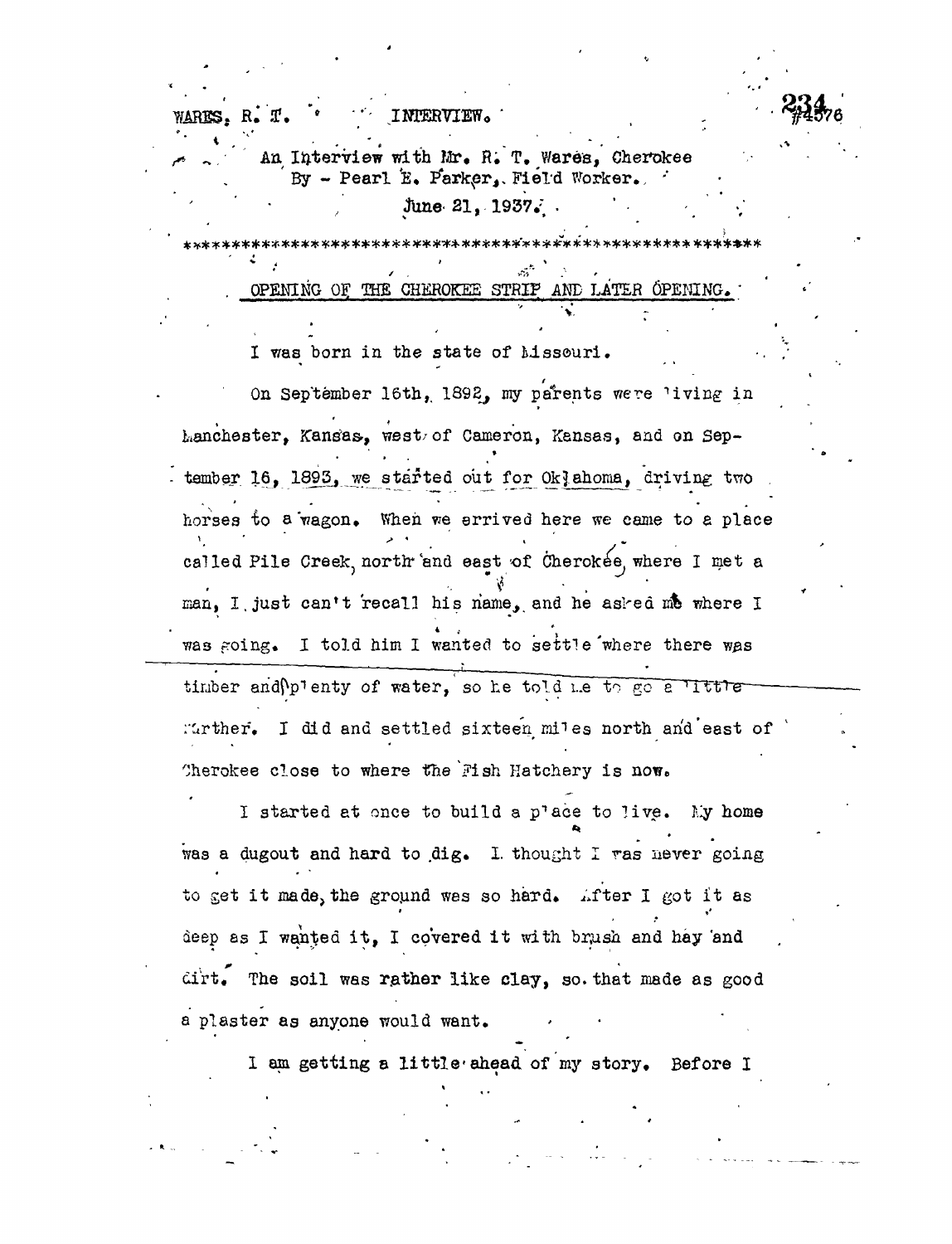WARES, R. T. INTERVIEW.

An Interview with Mr. R. T. Wares, Cherokee
By - Pearl E. Parker, Field Worker.
June 21, 1937.

************************************************************

## OPENING OF THE CHEROKEE STRIP AND LATER OPENING.

I was born in the state of Missouri.

On September 16th, 1892, my parents were living in Manchester, Kansas, west of Cameron, Kansas, and on September 16, 1893, we started out for Oklahoma, driving two horses to a wagon. When we arrived here we came to a place called Pile Creek, north and east of Cherokee, where I met a man, I just can't recall his name, and he asked me where I was going. I told him I wanted to settle where there was timber and plenty of water, so he told me to go a little farther. I did and settled sixteen miles north and east of Cherokee close to where the Fish Hatchery is now.

I started at once to build a place to live. My home was a dugout and hard to dig. I thought I was never going to get it made, the ground was so hard. After I got it as deep as I wanted it, I covered it with brush and hay and dirt. The soil was rather like clay, so that made as good a plaster as anyone would want.

I am getting a little ahead of my story. Before I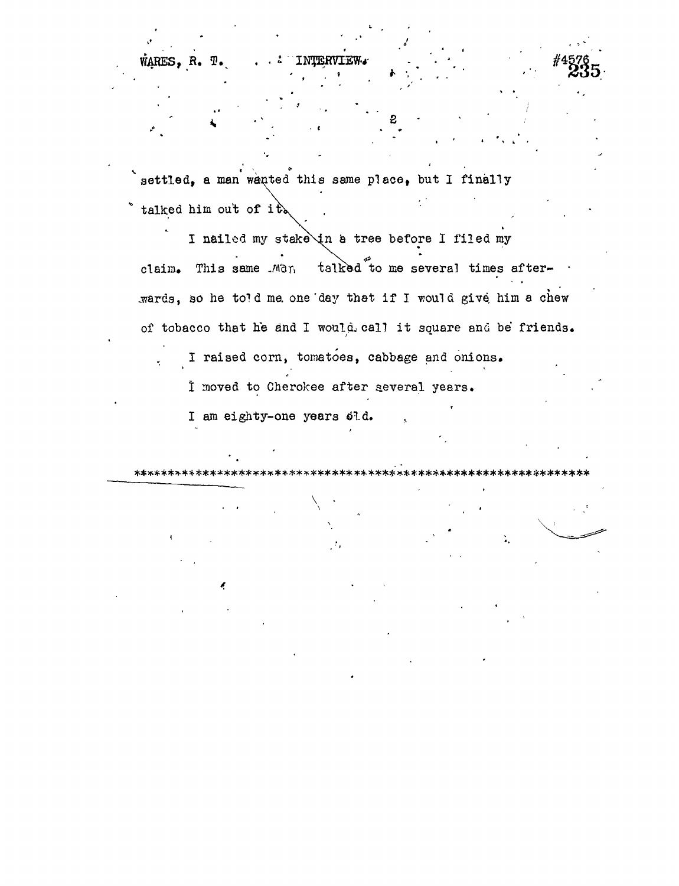settled, a man wanted this same place, but I finally talked him out of it.

I nailed my stake in a tree before I filed my claim. This same man talked to me several times afterwards, so he told me one day that if I would give him a chew of tobacco that he and I would call it square and be friends.

I raised corn, tomatoes, cabbage and onions.

I moved to Cherokee after several years.

I am eighty-one years old.

***************************************************************